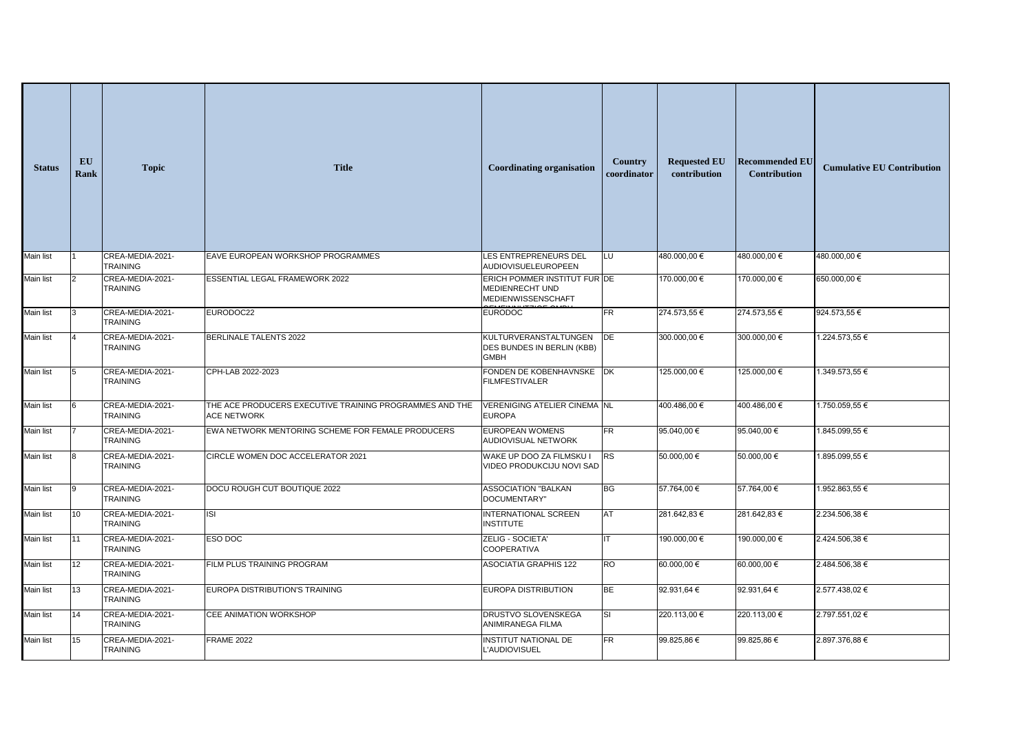| Status | EU Rank | Topic | Title | Coordinating organisation | Country coordinator | Requested EU contribution | Recommended EU Contribution | Cumulative EU Contribution |
|---|---|---|---|---|---|---|---|---|
| Main list | 1 | CREA-MEDIA-2021-TRAINING | EAVE EUROPEAN WORKSHOP PROGRAMMES | LES ENTREPRENEURS DEL AUDIOVISUELEUROPEEN | LU | 480.000,00 € | 480.000,00 € | 480.000,00 € |
| Main list | 2 | CREA-MEDIA-2021-TRAINING | ESSENTIAL LEGAL FRAMEWORK 2022 | ERICH POMMER INSTITUT FUR MEDIENRECHT UND MEDIENWISSENSCHAFT GEMEINNUTZIGE GMBH | DE | 170.000,00 € | 170.000,00 € | 650.000,00 € |
| Main list | 3 | CREA-MEDIA-2021-TRAINING | EURODOC22 | EURODOC | FR | 274.573,55 € | 274.573,55 € | 924.573,55 € |
| Main list | 4 | CREA-MEDIA-2021-TRAINING | BERLINALE TALENTS 2022 | KULTURVERANSTALTUNGEN DES BUNDES IN BERLIN (KBB) GMBH | DE | 300.000,00 € | 300.000,00 € | 1.224.573,55 € |
| Main list | 5 | CREA-MEDIA-2021-TRAINING | CPH-LAB 2022-2023 | FONDEN DE KOBENHAVNSKE FILMFESTIVALER | DK | 125.000,00 € | 125.000,00 € | 1.349.573,55 € |
| Main list | 6 | CREA-MEDIA-2021-TRAINING | THE ACE PRODUCERS EXECUTIVE TRAINING PROGRAMMES AND THE ACE NETWORK | VERENIGING ATELIER CINEMA EUROPA | NL | 400.486,00 € | 400.486,00 € | 1.750.059,55 € |
| Main list | 7 | CREA-MEDIA-2021-TRAINING | EWA NETWORK MENTORING SCHEME FOR FEMALE PRODUCERS | EUROPEAN WOMENS AUDIOVISUAL NETWORK | FR | 95.040,00 € | 95.040,00 € | 1.845.099,55 € |
| Main list | 8 | CREA-MEDIA-2021-TRAINING | CIRCLE WOMEN DOC ACCELERATOR 2021 | WAKE UP DOO ZA FILMSKU I VIDEO PRODUKCIJU NOVI SAD | RS | 50.000,00 € | 50.000,00 € | 1.895.099,55 € |
| Main list | 9 | CREA-MEDIA-2021-TRAINING | DOCU ROUGH CUT BOUTIQUE 2022 | ASSOCIATION "BALKAN DOCUMENTARY" | BG | 57.764,00 € | 57.764,00 € | 1.952.863,55 € |
| Main list | 10 | CREA-MEDIA-2021-TRAINING | ISI | INTERNATIONAL SCREEN INSTITUTE | AT | 281.642,83 € | 281.642,83 € | 2.234.506,38 € |
| Main list | 11 | CREA-MEDIA-2021-TRAINING | ESO DOC | ZELIG - SOCIETA' COOPERATIVA | IT | 190.000,00 € | 190.000,00 € | 2.424.506,38 € |
| Main list | 12 | CREA-MEDIA-2021-TRAINING | FILM PLUS TRAINING PROGRAM | ASOCIATIA GRAPHIS 122 | RO | 60.000,00 € | 60.000,00 € | 2.484.506,38 € |
| Main list | 13 | CREA-MEDIA-2021-TRAINING | EUROPA DISTRIBUTION'S TRAINING | EUROPA DISTRIBUTION | BE | 92.931,64 € | 92.931,64 € | 2.577.438,02 € |
| Main list | 14 | CREA-MEDIA-2021-TRAINING | CEE ANIMATION WORKSHOP | DRUSTVO SLOVENSKEGA ANIMIRANEGA FILMA | SI | 220.113,00 € | 220.113,00 € | 2.797.551,02 € |
| Main list | 15 | CREA-MEDIA-2021-TRAINING | FRAME 2022 | INSTITUT NATIONAL DE L'AUDIOVISUEL | FR | 99.825,86 € | 99.825,86 € | 2.897.376,88 € |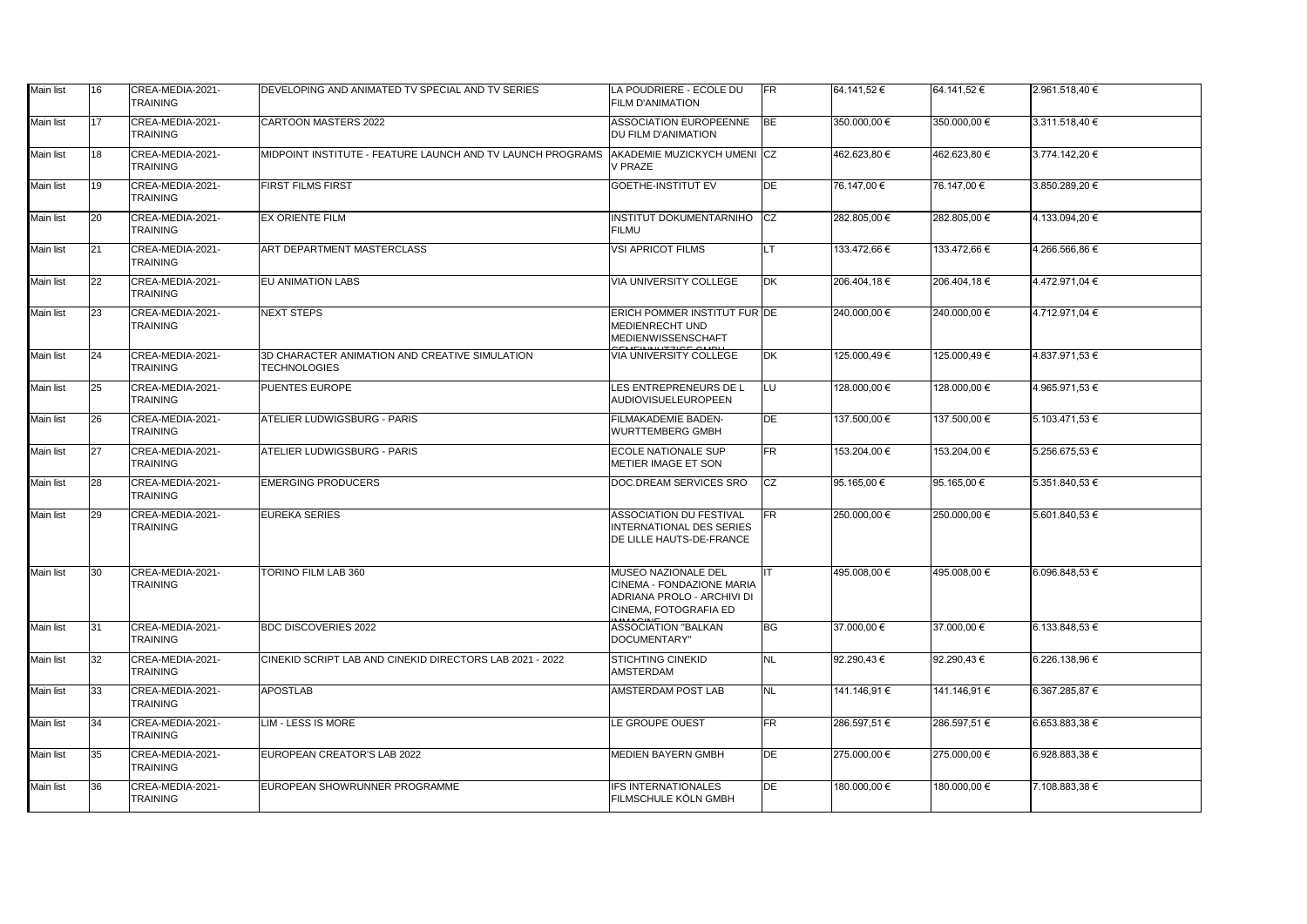| Main list | 16 | CREA-MEDIA-2021-TRAINING | DEVELOPING AND ANIMATED TV SPECIAL AND TV SERIES | LA POUDRIERE - ECOLE DU FILM D'ANIMATION | FR | 64.141,52 € | 64.141,52 € | 2.961.518,40 € |
|---|---|---|---|---|---|---|---|---|
| Main list | 17 | CREA-MEDIA-2021-TRAINING | CARTOON MASTERS 2022 | ASSOCIATION EUROPEENNE DU FILM D'ANIMATION | BE | 350.000,00 € | 350.000,00 € | 3.311.518,40 € |
| Main list | 18 | CREA-MEDIA-2021-TRAINING | MIDPOINT INSTITUTE - FEATURE LAUNCH AND TV LAUNCH PROGRAMS | AKADEMIE MUZICKYCH UMENI V PRAZE | CZ | 462.623,80 € | 462.623,80 € | 3.774.142,20 € |
| Main list | 19 | CREA-MEDIA-2021-TRAINING | FIRST FILMS FIRST | GOETHE-INSTITUT EV | DE | 76.147,00 € | 76.147,00 € | 3.850.289,20 € |
| Main list | 20 | CREA-MEDIA-2021-TRAINING | EX ORIENTE FILM | INSTITUT DOKUMENTARNIHO FILMU | CZ | 282.805,00 € | 282.805,00 € | 4.133.094,20 € |
| Main list | 21 | CREA-MEDIA-2021-TRAINING | ART DEPARTMENT MASTERCLASS | VSI APRICOT FILMS | LT | 133.472,66 € | 133.472,66 € | 4.266.566,86 € |
| Main list | 22 | CREA-MEDIA-2021-TRAINING | EU ANIMATION LABS | VIA UNIVERSITY COLLEGE | DK | 206.404,18 € | 206.404,18 € | 4.472.971,04 € |
| Main list | 23 | CREA-MEDIA-2021-TRAINING | NEXT STEPS | ERICH POMMER INSTITUT FUR MEDIENRECHT UND MEDIENWISSENSCHAFT GEMEINNUTZIGE GMBH | DE | 240.000,00 € | 240.000,00 € | 4.712.971,04 € |
| Main list | 24 | CREA-MEDIA-2021-TRAINING | 3D CHARACTER ANIMATION AND CREATIVE SIMULATION TECHNOLOGIES | VIA UNIVERSITY COLLEGE | DK | 125.000,49 € | 125.000,49 € | 4.837.971,53 € |
| Main list | 25 | CREA-MEDIA-2021-TRAINING | PUENTES EUROPE | LES ENTREPRENEURS DE L AUDIOVISUELEUROPEEN | LU | 128.000,00 € | 128.000,00 € | 4.965.971,53 € |
| Main list | 26 | CREA-MEDIA-2021-TRAINING | ATELIER LUDWIGSBURG - PARIS | FILMAKADEMIE BADEN-WURTTEMBERG GMBH | DE | 137.500,00 € | 137.500,00 € | 5.103.471,53 € |
| Main list | 27 | CREA-MEDIA-2021-TRAINING | ATELIER LUDWIGSBURG - PARIS | ECOLE NATIONALE SUP METIER IMAGE ET SON | FR | 153.204,00 € | 153.204,00 € | 5.256.675,53 € |
| Main list | 28 | CREA-MEDIA-2021-TRAINING | EMERGING PRODUCERS | DOC.DREAM SERVICES SRO | CZ | 95.165,00 € | 95.165,00 € | 5.351.840,53 € |
| Main list | 29 | CREA-MEDIA-2021-TRAINING | EUREKA SERIES | ASSOCIATION DU FESTIVAL INTERNATIONAL DES SERIES DE LILLE HAUTS-DE-FRANCE | FR | 250.000,00 € | 250.000,00 € | 5.601.840,53 € |
| Main list | 30 | CREA-MEDIA-2021-TRAINING | TORINO FILM LAB 360 | MUSEO NAZIONALE DEL CINEMA - FONDAZIONE MARIA ADRIANA PROLO - ARCHIVI DI CINEMA, FOTOGRAFIA ED IMMAGINE | IT | 495.008,00 € | 495.008,00 € | 6.096.848,53 € |
| Main list | 31 | CREA-MEDIA-2021-TRAINING | BDC DISCOVERIES 2022 | ASSOCIATION "BALKAN DOCUMENTARY" | BG | 37.000,00 € | 37.000,00 € | 6.133.848,53 € |
| Main list | 32 | CREA-MEDIA-2021-TRAINING | CINEKID SCRIPT LAB AND CINEKID DIRECTORS LAB 2021 - 2022 | STICHTING CINEKID AMSTERDAM | NL | 92.290,43 € | 92.290,43 € | 6.226.138,96 € |
| Main list | 33 | CREA-MEDIA-2021-TRAINING | APOSTLAB | AMSTERDAM POST LAB | NL | 141.146,91 € | 141.146,91 € | 6.367.285,87 € |
| Main list | 34 | CREA-MEDIA-2021-TRAINING | LIM - LESS IS MORE | LE GROUPE OUEST | FR | 286.597,51 € | 286.597,51 € | 6.653.883,38 € |
| Main list | 35 | CREA-MEDIA-2021-TRAINING | EUROPEAN CREATOR'S LAB 2022 | MEDIEN BAYERN GMBH | DE | 275.000,00 € | 275.000,00 € | 6.928.883,38 € |
| Main list | 36 | CREA-MEDIA-2021-TRAINING | EUROPEAN SHOWRUNNER PROGRAMME | IFS INTERNATIONALES FILMSCHULE KÖLN GMBH | DE | 180.000,00 € | 180.000,00 € | 7.108.883,38 € |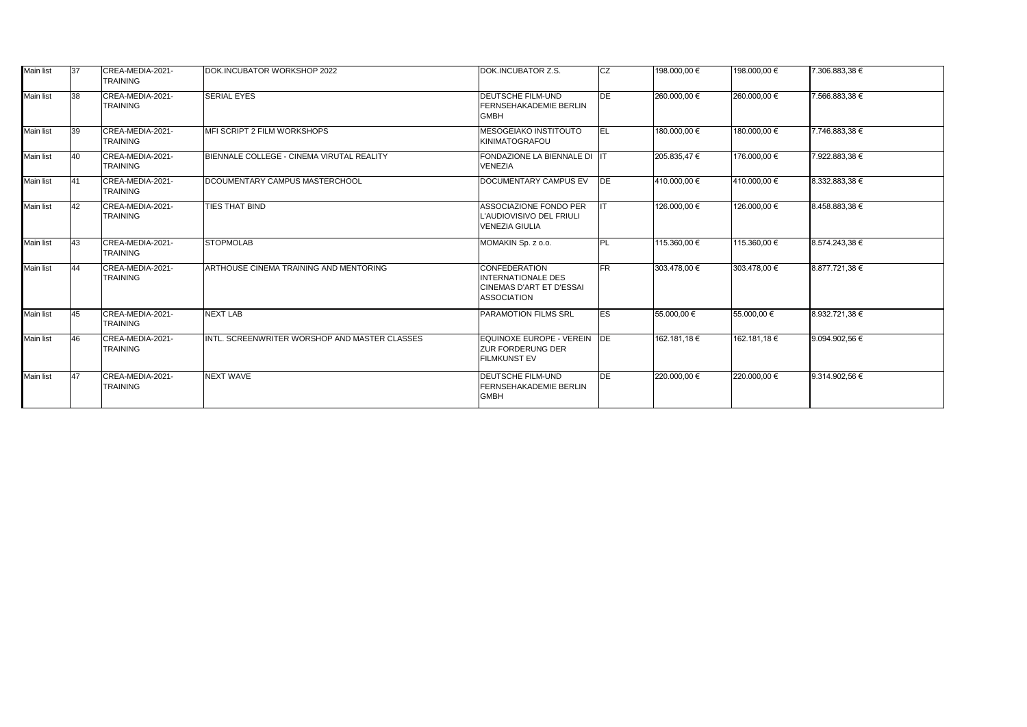| | | | | | | | | |
|---|---|---|---|---|---|---|---|---|
| Main list | 37 | CREA-MEDIA-2021-TRAINING | DOK.INCUBATOR WORKSHOP 2022 | DOK.INCUBATOR Z.S. | CZ | 198.000,00 € | 198.000,00 € | 7.306.883,38 € |
| Main list | 38 | CREA-MEDIA-2021-TRAINING | SERIAL EYES | DEUTSCHE FILM-UND FERNSEHAKADEMIE BERLIN GMBH | DE | 260.000,00 € | 260.000,00 € | 7.566.883,38 € |
| Main list | 39 | CREA-MEDIA-2021-TRAINING | MFI SCRIPT 2 FILM WORKSHOPS | MESOGEIAKO INSTITOUTO KINIMATOGRAFOU | EL | 180.000,00 € | 180.000,00 € | 7.746.883,38 € |
| Main list | 40 | CREA-MEDIA-2021-TRAINING | BIENNALE COLLEGE - CINEMA VIRUTAL REALITY | FONDAZIONE LA BIENNALE DI VENEZIA | IT | 205.835,47 € | 176.000,00 € | 7.922.883,38 € |
| Main list | 41 | CREA-MEDIA-2021-TRAINING | DCOUMENTARY CAMPUS MASTERCHOOL | DOCUMENTARY CAMPUS EV | DE | 410.000,00 € | 410.000,00 € | 8.332.883,38 € |
| Main list | 42 | CREA-MEDIA-2021-TRAINING | TIES THAT BIND | ASSOCIAZIONE FONDO PER L'AUDIOVISIVO DEL FRIULI VENEZIA GIULIA | IT | 126.000,00 € | 126.000,00 € | 8.458.883,38 € |
| Main list | 43 | CREA-MEDIA-2021-TRAINING | STOPMOLAB | MOMAKIN Sp. z o.o. | PL | 115.360,00 € | 115.360,00 € | 8.574.243,38 € |
| Main list | 44 | CREA-MEDIA-2021-TRAINING | ARTHOUSE CINEMA TRAINING AND MENTORING | CONFEDERATION INTERNATIONALE DES CINEMAS D'ART ET D'ESSAI ASSOCIATION | FR | 303.478,00 € | 303.478,00 € | 8.877.721,38 € |
| Main list | 45 | CREA-MEDIA-2021-TRAINING | NEXT LAB | PARAMOTION FILMS SRL | ES | 55.000,00 € | 55.000,00 € | 8.932.721,38 € |
| Main list | 46 | CREA-MEDIA-2021-TRAINING | INTL. SCREENWRITER WORSHOP AND MASTER CLASSES | EQUINOXE EUROPE - VEREIN ZUR FORDERUNG DER FILMKUNST EV | DE | 162.181,18 € | 162.181,18 € | 9.094.902,56 € |
| Main list | 47 | CREA-MEDIA-2021-TRAINING | NEXT WAVE | DEUTSCHE FILM-UND FERNSEHAKADEMIE BERLIN GMBH | DE | 220.000,00 € | 220.000,00 € | 9.314.902,56 € |